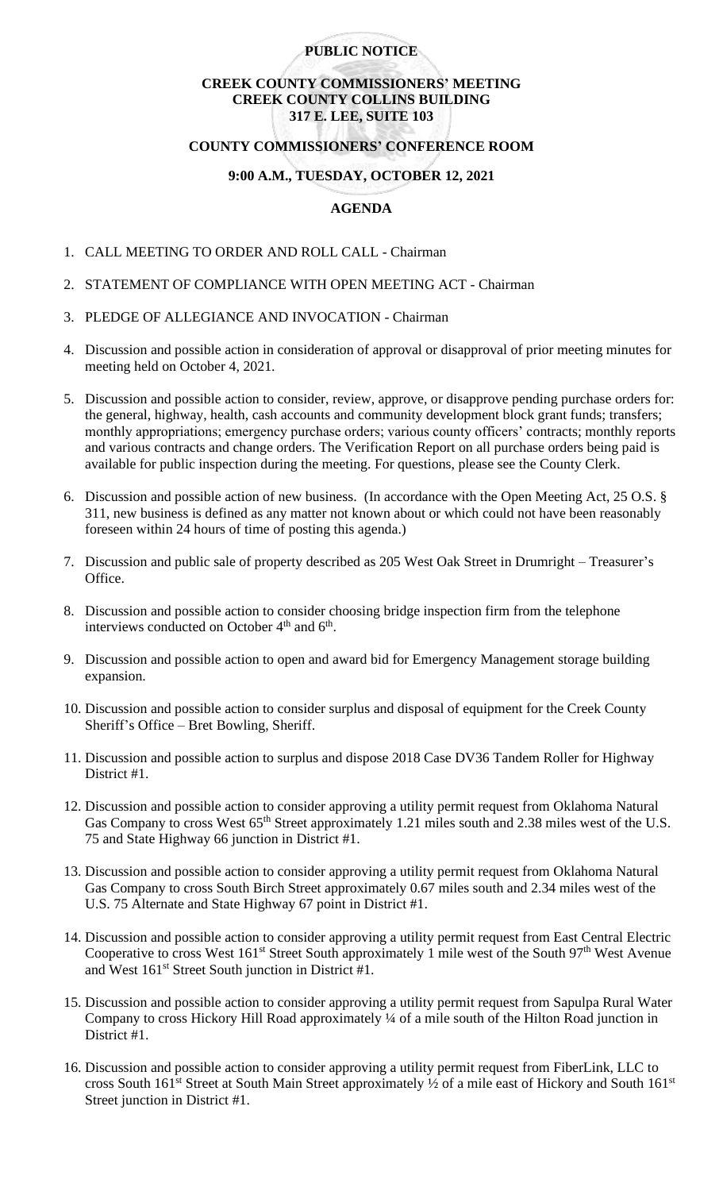**PUBLIC NOTICE**

**CREEK COUNTY COMMISSIONERS' MEETING**
**CREEK COUNTY COLLINS BUILDING**
**317 E. LEE, SUITE 103**

**COUNTY COMMISSIONERS' CONFERENCE ROOM**

**9:00 A.M., TUESDAY, OCTOBER 12, 2021**

**AGENDA**

1. CALL MEETING TO ORDER AND ROLL CALL - Chairman
2. STATEMENT OF COMPLIANCE WITH OPEN MEETING ACT - Chairman
3. PLEDGE OF ALLEGIANCE AND INVOCATION - Chairman
4. Discussion and possible action in consideration of approval or disapproval of prior meeting minutes for meeting held on October 4, 2021.
5. Discussion and possible action to consider, review, approve, or disapprove pending purchase orders for: the general, highway, health, cash accounts and community development block grant funds; transfers; monthly appropriations; emergency purchase orders; various county officers' contracts; monthly reports and various contracts and change orders. The Verification Report on all purchase orders being paid is available for public inspection during the meeting. For questions, please see the County Clerk.
6. Discussion and possible action of new business. (In accordance with the Open Meeting Act, 25 O.S. § 311, new business is defined as any matter not known about or which could not have been reasonably foreseen within 24 hours of time of posting this agenda.)
7. Discussion and public sale of property described as 205 West Oak Street in Drumright – Treasurer's Office.
8. Discussion and possible action to consider choosing bridge inspection firm from the telephone interviews conducted on October 4th and 6th.
9. Discussion and possible action to open and award bid for Emergency Management storage building expansion.
10. Discussion and possible action to consider surplus and disposal of equipment for the Creek County Sheriff's Office – Bret Bowling, Sheriff.
11. Discussion and possible action to surplus and dispose 2018 Case DV36 Tandem Roller for Highway District #1.
12. Discussion and possible action to consider approving a utility permit request from Oklahoma Natural Gas Company to cross West 65th Street approximately 1.21 miles south and 2.38 miles west of the U.S. 75 and State Highway 66 junction in District #1.
13. Discussion and possible action to consider approving a utility permit request from Oklahoma Natural Gas Company to cross South Birch Street approximately 0.67 miles south and 2.34 miles west of the U.S. 75 Alternate and State Highway 67 point in District #1.
14. Discussion and possible action to consider approving a utility permit request from East Central Electric Cooperative to cross West 161st Street South approximately 1 mile west of the South 97th West Avenue and West 161st Street South junction in District #1.
15. Discussion and possible action to consider approving a utility permit request from Sapulpa Rural Water Company to cross Hickory Hill Road approximately ¼ of a mile south of the Hilton Road junction in District #1.
16. Discussion and possible action to consider approving a utility permit request from FiberLink, LLC to cross South 161st Street at South Main Street approximately ½ of a mile east of Hickory and South 161st Street junction in District #1.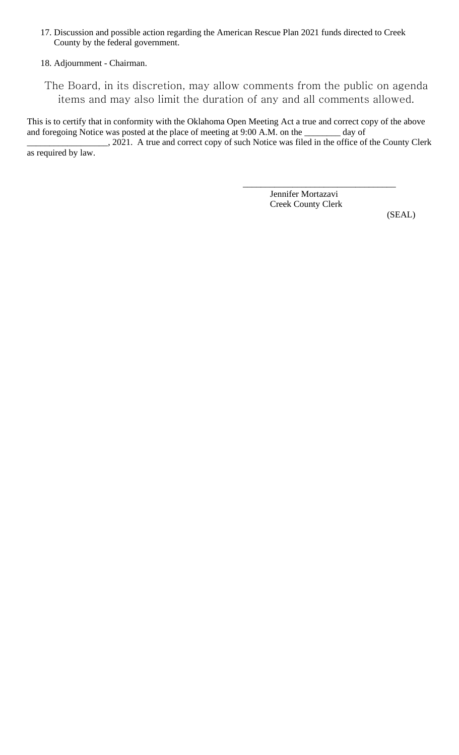17. Discussion and possible action regarding the American Rescue Plan 2021 funds directed to Creek County by the federal government.

18. Adjournment - Chairman.

The Board, in its discretion, may allow comments from the public on agenda items and may also limit the duration of any and all comments allowed.

This is to certify that in conformity with the Oklahoma Open Meeting Act a true and correct copy of the above and foregoing Notice was posted at the place of meeting at 9:00 A.M. on the ________ day of _________________, 2021. A true and correct copy of such Notice was filed in the office of the County Clerk as required by law.

_________________________________

Jennifer Mortazavi
Creek County Clerk

(SEAL)